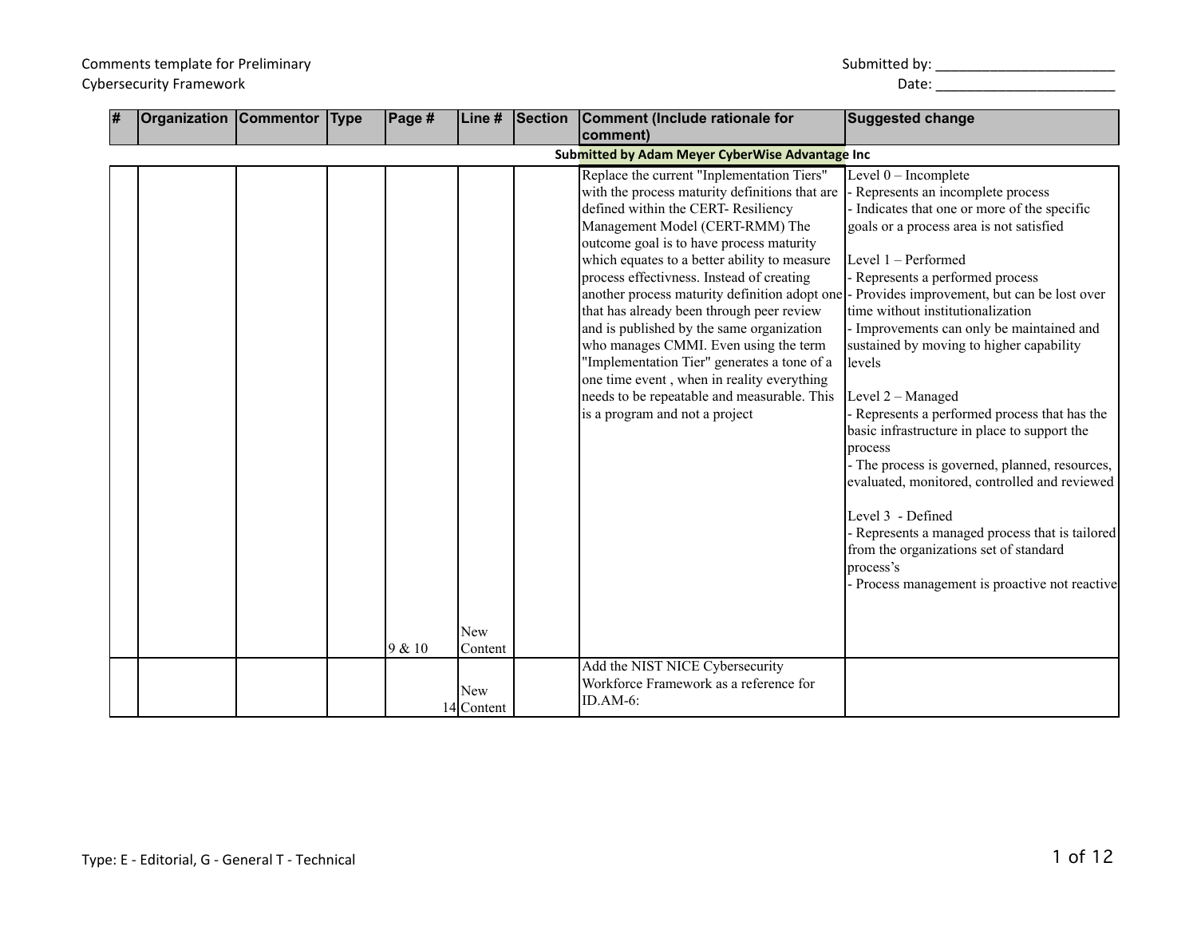Comments template for Preliminary Cybersecurity Framework

Submitted by: ________________________

Date: ________________________

| # | Organization | Commentor | Type | Page # | Line # | Section | Comment (Include rationale for comment) | Suggested change |
|---|---|---|---|---|---|---|---|---|
| **Submitted by Adam Meyer CyberWise Advantage Inc** | | | | | | | | |
| | | | | 9 & 10 | New Content | | Replace the current "Inplementation Tiers" with the process maturity definitions that are defined within the CERT- Resiliency Management Model (CERT-RMM) The outcome goal is to have process maturity which equates to a better ability to measure process effectivness. Instead of creating another process maturity definition adopt one that has already been through peer review and is published by the same organization who manages CMMI. Even using the term "Implementation Tier" generates a tone of a one time event , when in reality everything needs to be repeatable and measurable. This is a program and not a project | Level 0 – Incomplete<br>- Represents an incomplete process<br>- Indicates that one or more of the specific goals or a process area is not satisfied<br><br>Level 1 – Performed<br>- Represents a performed process<br>- Provides improvement, but can be lost over time without institutionalization<br>- Improvements can only be maintained and sustained by moving to higher capability levels<br><br>Level 2 – Managed<br>- Represents a performed process that has the basic infrastructure in place to support the process<br>- The process is governed, planned, resources, evaluated, monitored, controlled and reviewed<br><br>Level 3 - Defined<br>- Represents a managed process that is tailored from the organizations set of standard process's<br>- Process management is proactive not reactive |
| | | | | | 14 New Content | | Add the NIST NICE Cybersecurity Workforce Framework as a reference for ID.AM-6: | |

Type: E - Editorial, G - General T - Technical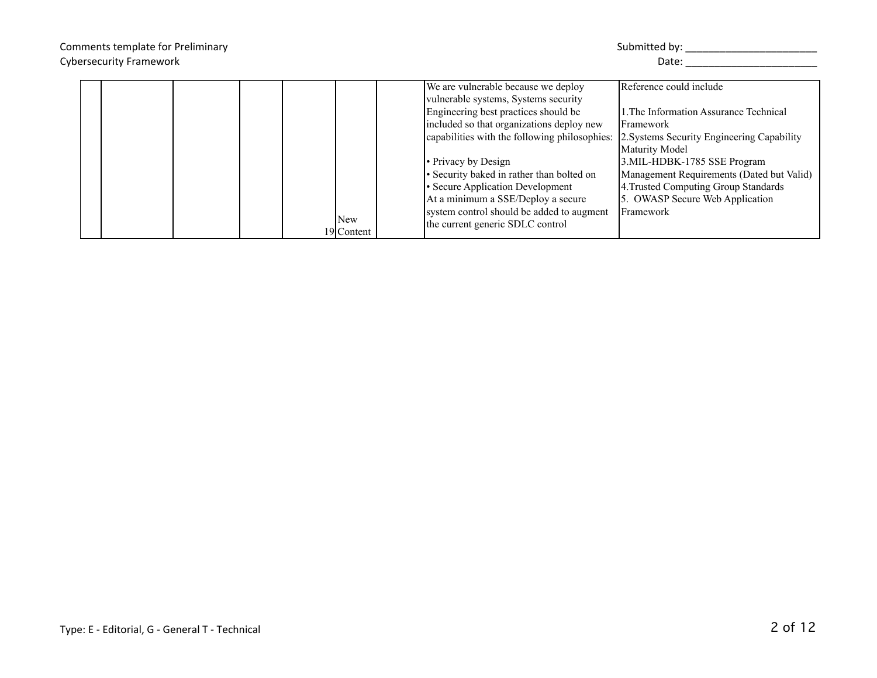| | | | | | | | | |
|---|---|---|---|---|---|---|---|---|
| | | | | 19 | New Content | | We are vulnerable because we deploy vulnerable systems, Systems security Engineering best practices should be included so that organizations deploy new capabilities with the following philosophies:<br><br>• Privacy by Design<br>• Security baked in rather than bolted on<br>• Secure Application Development<br>At a minimum a SSE/Deploy a secure system control should be added to augment the current generic SDLC control | Reference could include<br><br>1.The Information Assurance Technical Framework<br>2.Systems Security Engineering Capability Maturity Model<br>3.MIL-HDBK-1785 SSE Program Management Requirements (Dated but Valid)<br>4.Trusted Computing Group Standards<br>5. OWASP Secure Web Application Framework |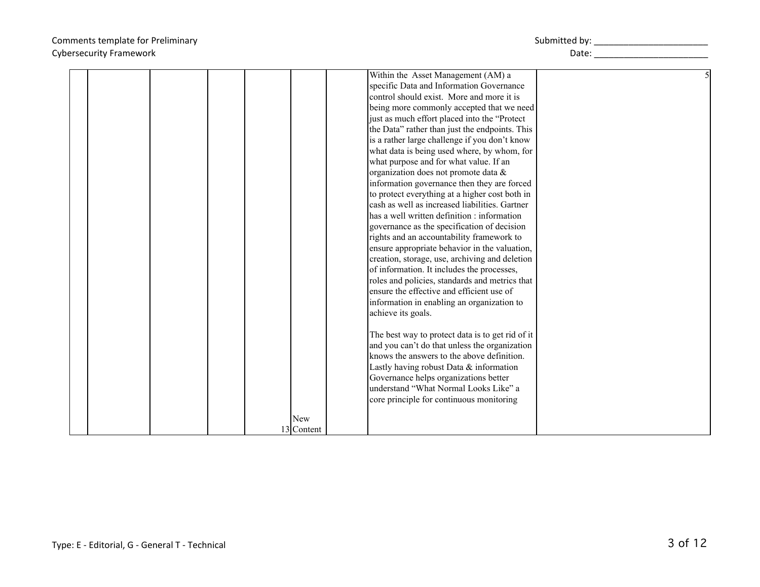|  |  |  |  |  |  |  |  |  |
|---|---|---|---|---|---|---|---|---|
|  |  |  |  |  | 13 New Content |  | Within the Asset Management (AM) a specific Data and Information Governance control should exist. More and more it is being more commonly accepted that we need just as much effort placed into the "Protect the Data" rather than just the endpoints. This is a rather large challenge if you don't know what data is being used where, by whom, for what purpose and for what value. If an organization does not promote data & information governance then they are forced to protect everything at a higher cost both in cash as well as increased liabilities. Gartner has a well written definition : information governance as the specification of decision rights and an accountability framework to ensure appropriate behavior in the valuation, creation, storage, use, archiving and deletion of information. It includes the processes, roles and policies, standards and metrics that ensure the effective and efficient use of information in enabling an organization to achieve its goals.<br><br>The best way to protect data is to get rid of it and you can't do that unless the organization knows the answers to the above definition. Lastly having robust Data & information Governance helps organizations better understand "What Normal Looks Like" a core principle for continuous monitoring | 5 |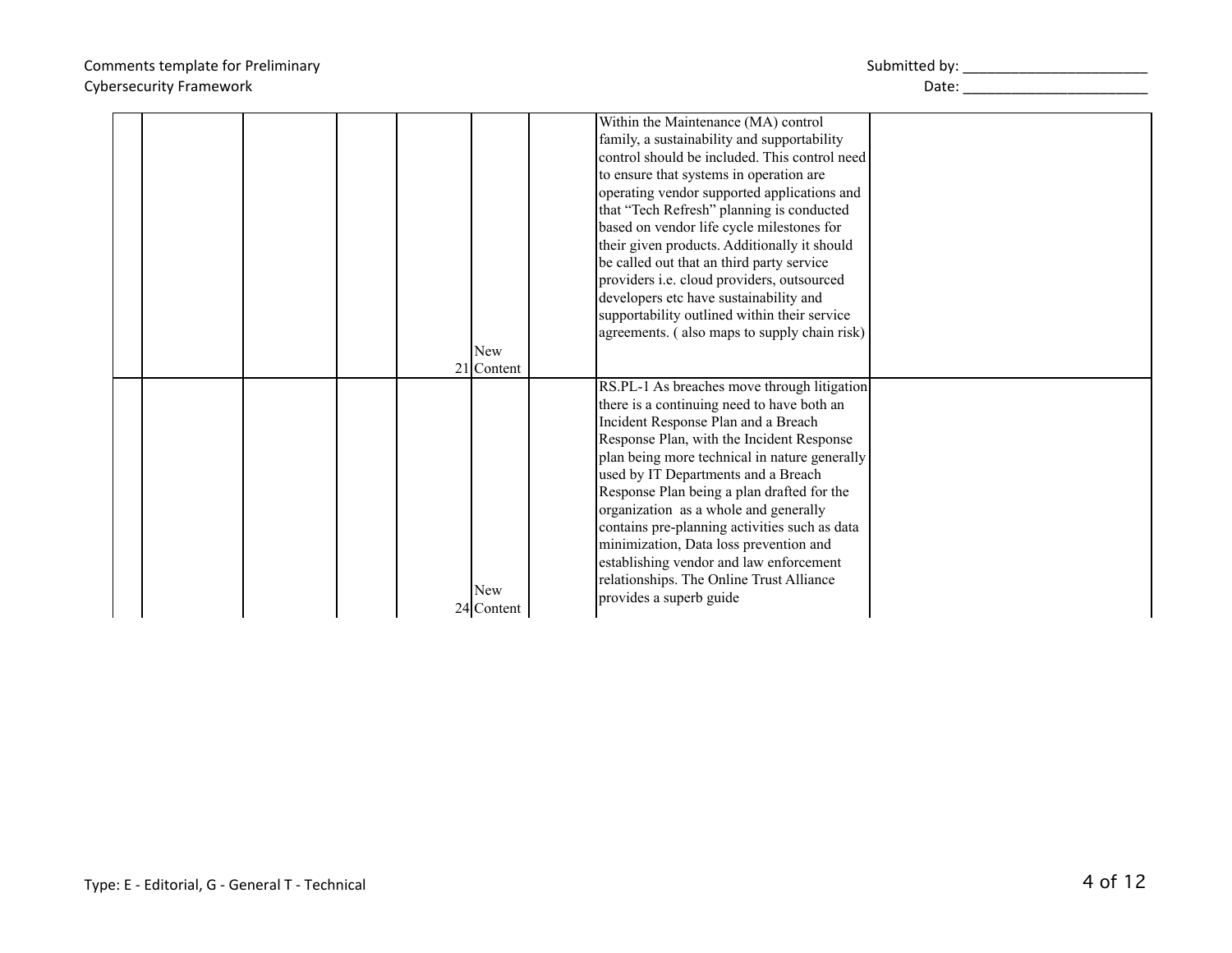| | | | | | | | | |
|---|---|---|---|---|---|---|---|---|
| | | | | | 21 | New Content | | Within the Maintenance (MA) control family, a sustainability and supportability control should be included. This control need to ensure that systems in operation are operating vendor supported applications and that "Tech Refresh" planning is conducted based on vendor life cycle milestones for their given products. Additionally it should be called out that an third party service providers i.e. cloud providers, outsourced developers etc have sustainability and supportability outlined within their service agreements. ( also maps to supply chain risk) | |
| | | | | | 24 | New Content | | RS.PL-1 As breaches move through litigation there is a continuing need to have both an Incident Response Plan and a Breach Response Plan, with the Incident Response plan being more technical in nature generally used by IT Departments and a Breach Response Plan being a plan drafted for the organization as a whole and generally contains pre-planning activities such as data minimization, Data loss prevention and establishing vendor and law enforcement relationships. The Online Trust Alliance provides a superb guide | |

Type: E - Editorial, G - General T - Technical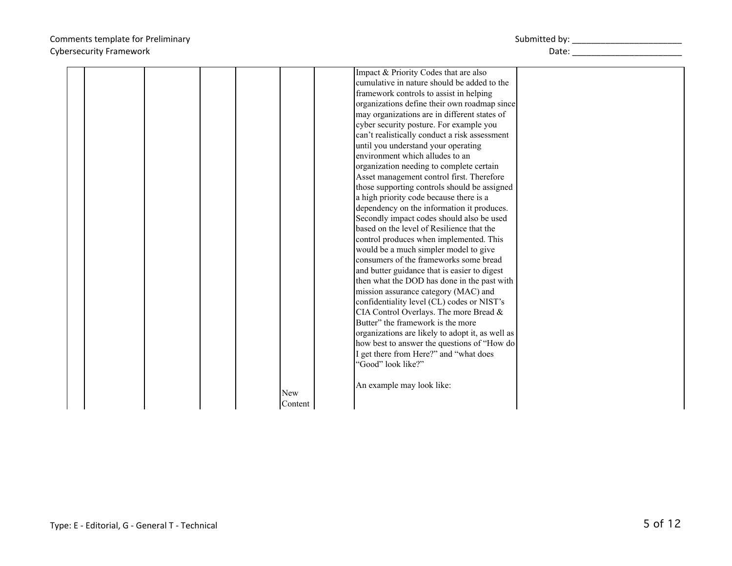| | | | | | | | | |
|---|---|---|---|---|---|---|---|---|
| | | | | | New Content | | Impact & Priority Codes that are also cumulative in nature should be added to the framework controls to assist in helping organizations define their own roadmap since may organizations are in different states of cyber security posture. For example you can't realistically conduct a risk assessment until you understand your operating environment which alludes to an organization needing to complete certain Asset management control first. Therefore those supporting controls should be assigned a high priority code because there is a dependency on the information it produces. Secondly impact codes should also be used based on the level of Resilience that the control produces when implemented. This would be a much simpler model to give consumers of the frameworks some bread and butter guidance that is easier to digest then what the DOD has done in the past with mission assurance category (MAC) and confidentiality level (CL) codes or NIST's CIA Control Overlays. The more Bread & Butter" the framework is the more organizations are likely to adopt it, as well as how best to answer the questions of "How do I get there from Here?" and "what does "Good" look like?"<br><br>An example may look like: | |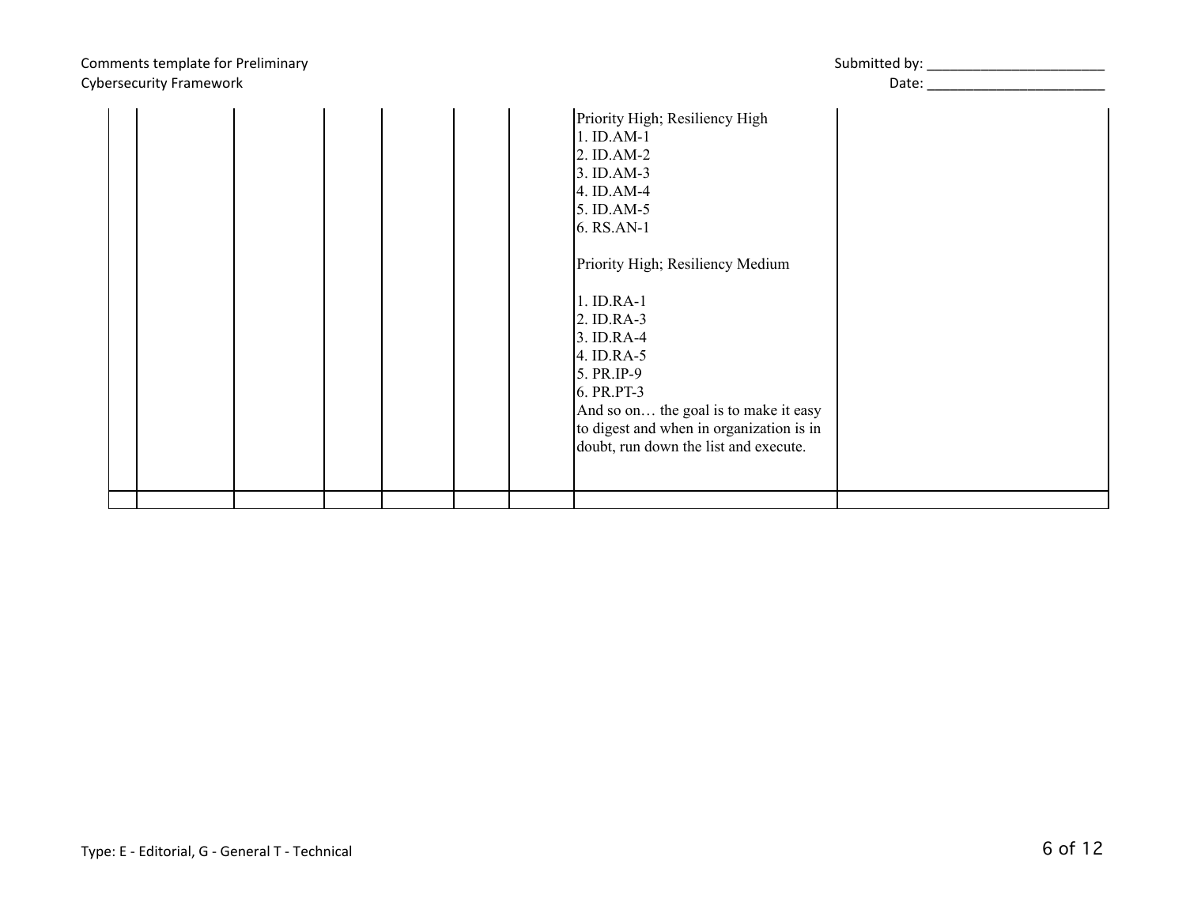| | | | | | | | | |
|---|---|---|---|---|---|---|---|---|
| | | | | | | | Priority High; Resiliency High<br>1. ID.AM-1<br>2. ID.AM-2<br>3. ID.AM-3<br>4. ID.AM-4<br>5. ID.AM-5<br>6. RS.AN-1<br><br>Priority High; Resiliency Medium<br><br>1. ID.RA-1<br>2. ID.RA-3<br>3. ID.RA-4<br>4. ID.RA-5<br>5. PR.IP-9<br>6. PR.PT-3<br>And so on… the goal is to make it easy to digest and when in organization is in doubt, run down the list and execute. | |
| | | | | | | | | |